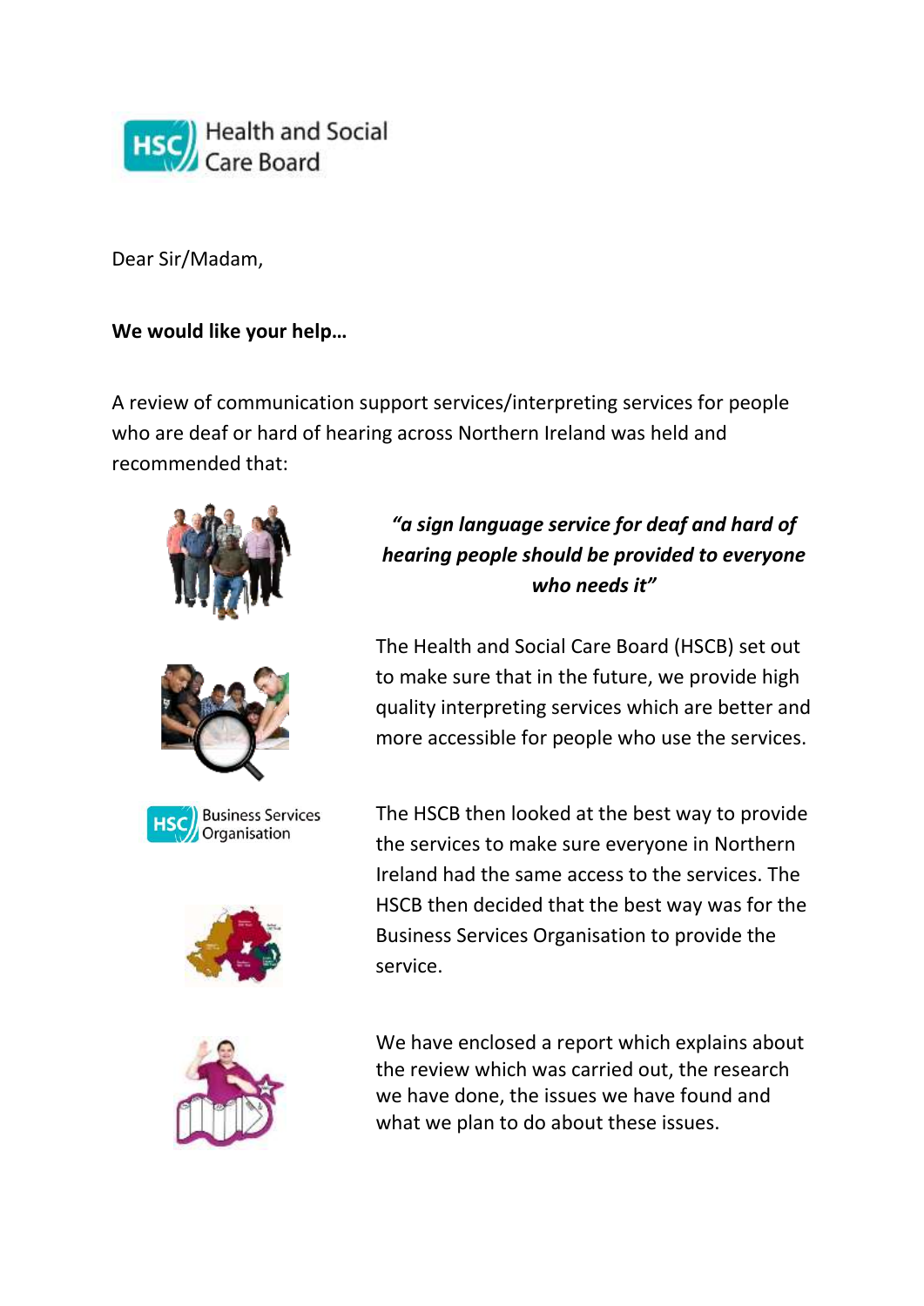Health and Social Care Board

Dear Sir/Madam,

**We would like your help…**

A review of communication support services/interpreting services for people who are deaf or hard of hearing across Northern Ireland was held and recommended that:

***"a sign language service for deaf and hard of hearing people should be provided to everyone who needs it"***

The Health and Social Care Board (HSCB) set out to make sure that in the future, we provide high quality interpreting services which are better and more accessible for people who use the services.

The HSCB then looked at the best way to provide the services to make sure everyone in Northern Ireland had the same access to the services. The HSCB then decided that the best way was for the Business Services Organisation to provide the service.

We have enclosed a report which explains about the review which was carried out, the research we have done, the issues we have found and what we plan to do about these issues.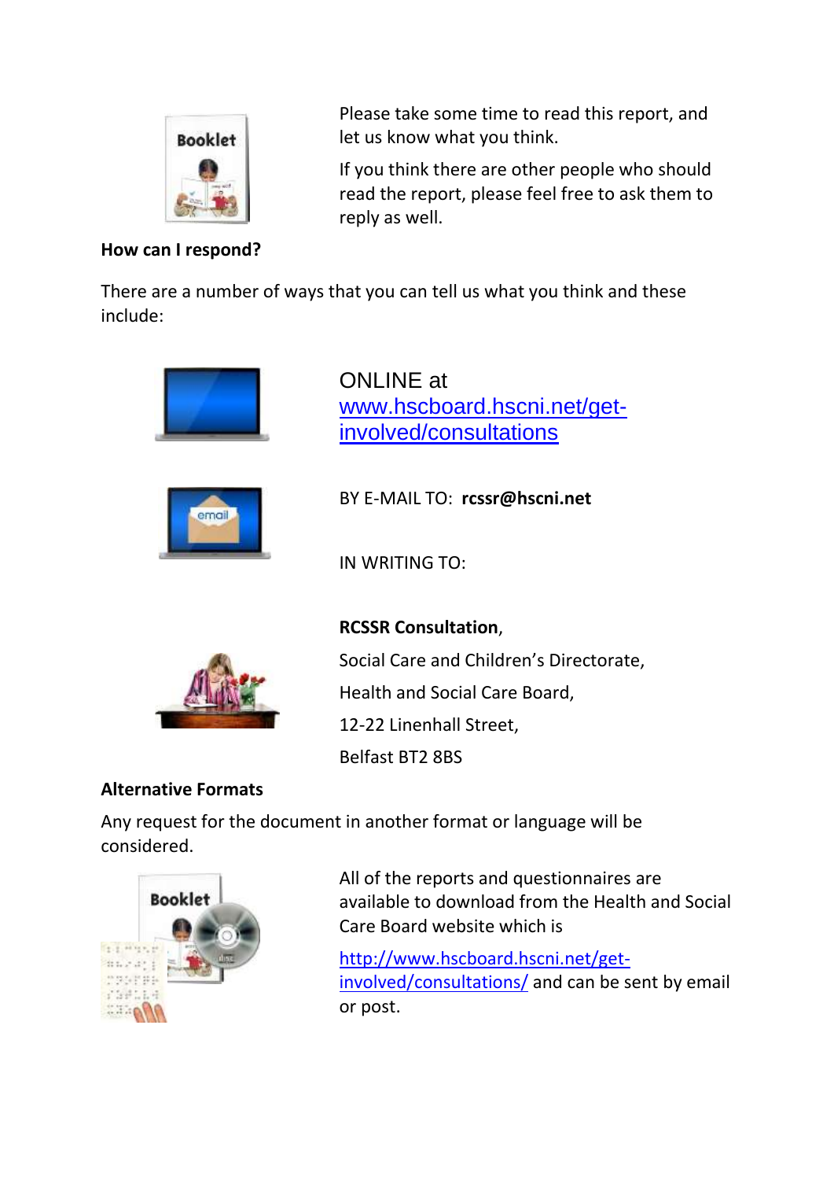Please take some time to read this report, and let us know what you think.

If you think there are other people who should read the report, please feel free to ask them to reply as well.

**How can I respond?**

There are a number of ways that you can tell us what you think and these include:

ONLINE at [www.hscboard.hscni.net/get-involved/consultations](www.hscboard.hscni.net/get-involved/consultations)

BY E-MAIL TO: **rcssr@hscni.net**

IN WRITING TO:

**RCSSR Consultation**,

Social Care and Children's Directorate,

Health and Social Care Board,

12-22 Linenhall Street,

Belfast BT2 8BS

**Alternative Formats**

Any request for the document in another format or language will be considered.

All of the reports and questionnaires are available to download from the Health and Social Care Board website which is

[http://www.hscboard.hscni.net/get-involved/consultations/](http://www.hscboard.hscni.net/get-involved/consultations/) and can be sent by email or post.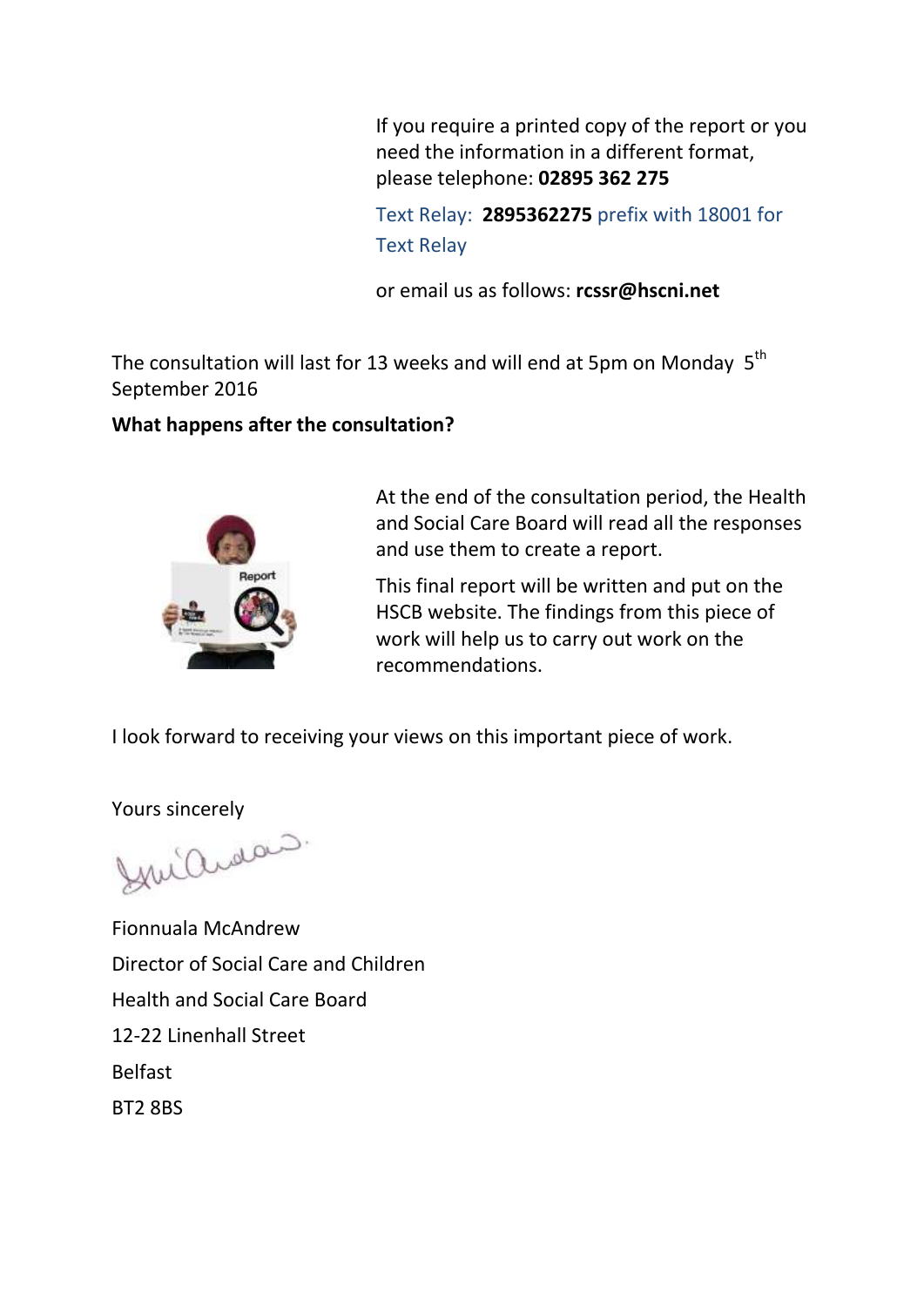If you require a printed copy of the report or you need the information in a different format, please telephone: **02895 362 275**

Text Relay: **2895362275** prefix with 18001 for Text Relay

or email us as follows: **rcssr@hscni.net**

The consultation will last for 13 weeks and will end at 5pm on Monday 5th September 2016

**What happens after the consultation?**

At the end of the consultation period, the Health and Social Care Board will read all the responses and use them to create a report.

This final report will be written and put on the HSCB website. The findings from this piece of work will help us to carry out work on the recommendations.

I look forward to receiving your views on this important piece of work.

Yours sincerely

Fionnuala McAndrew  
Director of Social Care and Children  
Health and Social Care Board  
12-22 Linenhall Street  
Belfast  
BT2 8BS